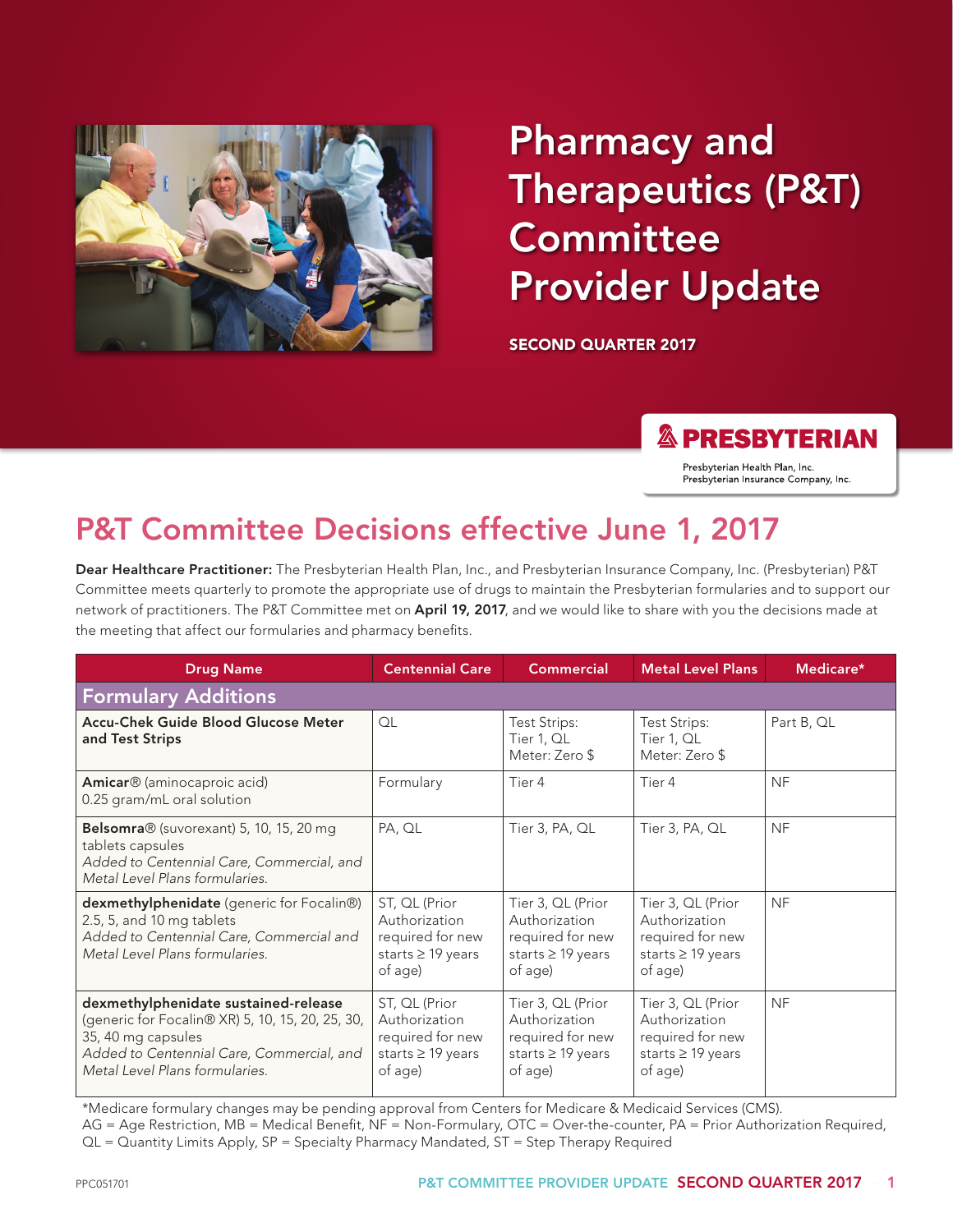# Pharmacy and Therapeutics (P&T) Committee Provider Update

**SECOND QUARTER 2017**

PRESBYTERIAN

Presbyterian Health Plan, Inc.
Presbyterian Insurance Company, Inc.

## P&T Committee Decisions effective June 1, 2017

**Dear Healthcare Practitioner:** The Presbyterian Health Plan, Inc., and Presbyterian Insurance Company, Inc. (Presbyterian) P&T Committee meets quarterly to promote the appropriate use of drugs to maintain the Presbyterian formularies and to support our network of practitioners. The P&T Committee met on **April 19, 2017**, and we would like to share with you the decisions made at the meeting that affect our formularies and pharmacy benefits.

| Drug Name | Centennial Care | Commercial | Metal Level Plans | Medicare* |
|---|---|---|---|---|
| **Formulary Additions** | | | | |
| **Accu-Chek Guide Blood Glucose Meter and Test Strips** | QL | Test Strips: Tier 1, QL<br>Meter: Zero $ | Test Strips: Tier 1, QL<br>Meter: Zero $ | Part B, QL |
| **Amicar**® (aminocaproic acid) 0.25 gram/mL oral solution | Formulary | Tier 4 | Tier 4 | NF |
| **Belsomra**® (suvorexant) 5, 10, 15, 20 mg tablets capsules<br>*Added to Centennial Care, Commercial, and Metal Level Plans formularies.* | PA, QL | Tier 3, PA, QL | Tier 3, PA, QL | NF |
| **dexmethylphenidate** (generic for Focalin®) 2.5, 5, and 10 mg tablets<br>*Added to Centennial Care, Commercial and Metal Level Plans formularies.* | ST, QL (Prior Authorization required for new starts ≥ 19 years of age) | Tier 3, QL (Prior Authorization required for new starts ≥ 19 years of age) | Tier 3, QL (Prior Authorization required for new starts ≥ 19 years of age) | NF |
| **dexmethylphenidate sustained-release** (generic for Focalin® XR) 5, 10, 15, 20, 25, 30, 35, 40 mg capsules<br>*Added to Centennial Care, Commercial, and Metal Level Plans formularies.* | ST, QL (Prior Authorization required for new starts ≥ 19 years of age) | Tier 3, QL (Prior Authorization required for new starts ≥ 19 years of age) | Tier 3, QL (Prior Authorization required for new starts ≥ 19 years of age) | NF |

*Medicare formulary changes may be pending approval from Centers for Medicare & Medicaid Services (CMS).
AG = Age Restriction, MB = Medical Benefit, NF = Non-Formulary, OTC = Over-the-counter, PA = Prior Authorization Required, QL = Quantity Limits Apply, SP = Specialty Pharmacy Mandated, ST = Step Therapy Required

PPC051701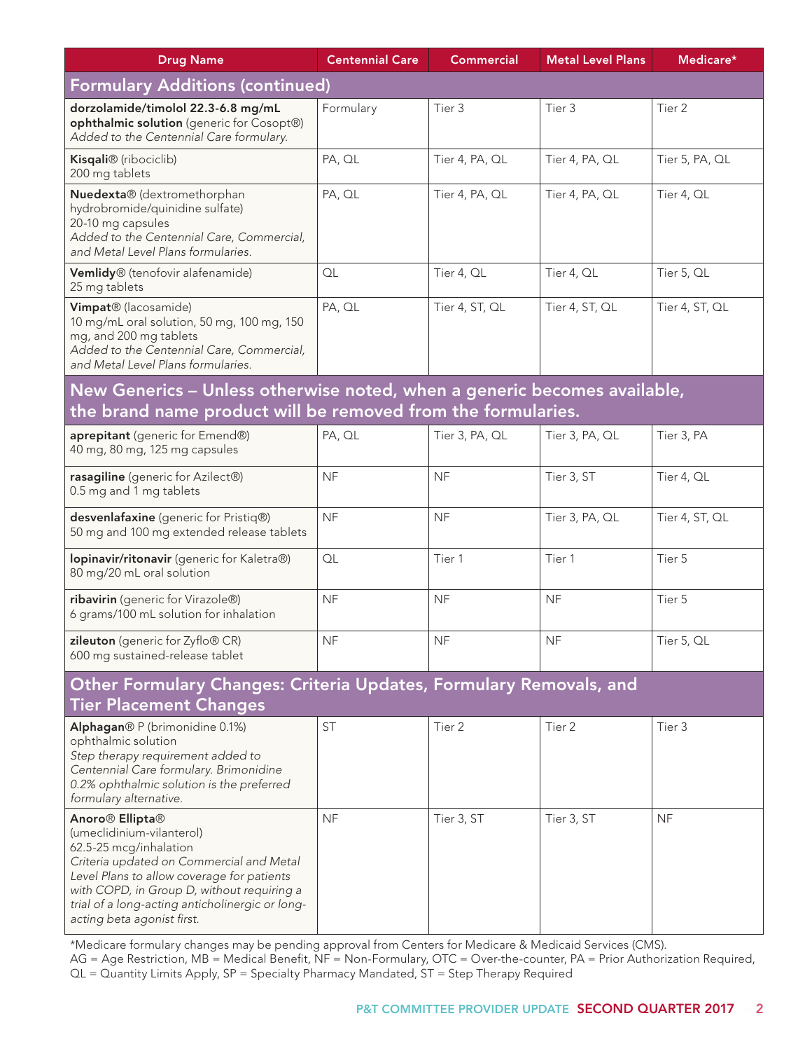| Drug Name | Centennial Care | Commercial | Metal Level Plans | Medicare* |
|---|---|---|---|---|
| **Formulary Additions (continued)** | | | | |
| **dorzolamide/timolol 22.3-6.8 mg/mL ophthalmic solution** (generic for Cosopt®) *Added to the Centennial Care formulary.* | Formulary | Tier 3 | Tier 3 | Tier 2 |
| **Kisqali**® (ribociclib) 200 mg tablets | PA, QL | Tier 4, PA, QL | Tier 4, PA, QL | Tier 5, PA, QL |
| **Nuedexta**® (dextromethorphan hydrobromide/quinidine sulfate) 20-10 mg capsules *Added to the Centennial Care, Commercial, and Metal Level Plans formularies.* | PA, QL | Tier 4, PA, QL | Tier 4, PA, QL | Tier 4, QL |
| **Vemlidy**® (tenofovir alafenamide) 25 mg tablets | QL | Tier 4, QL | Tier 4, QL | Tier 5, QL |
| **Vimpat**® (lacosamide) 10 mg/mL oral solution, 50 mg, 100 mg, 150 mg, and 200 mg tablets *Added to the Centennial Care, Commercial, and Metal Level Plans formularies.* | PA, QL | Tier 4, ST, QL | Tier 4, ST, QL | Tier 4, ST, QL |
| **New Generics – Unless otherwise noted, when a generic becomes available, the brand name product will be removed from the formularies.** | | | | |
| **aprepitant** (generic for Emend®) 40 mg, 80 mg, 125 mg capsules | PA, QL | Tier 3, PA, QL | Tier 3, PA, QL | Tier 3, PA |
| **rasagiline** (generic for Azilect®) 0.5 mg and 1 mg tablets | NF | NF | Tier 3, ST | Tier 4, QL |
| **desvenlafaxine** (generic for Pristiq®) 50 mg and 100 mg extended release tablets | NF | NF | Tier 3, PA, QL | Tier 4, ST, QL |
| **lopinavir/ritonavir** (generic for Kaletra®) 80 mg/20 mL oral solution | QL | Tier 1 | Tier 1 | Tier 5 |
| **ribavirin** (generic for Virazole®) 6 grams/100 mL solution for inhalation | NF | NF | NF | Tier 5 |
| **zileuton** (generic for Zyflo® CR) 600 mg sustained-release tablet | NF | NF | NF | Tier 5, QL |
| **Other Formulary Changes: Criteria Updates, Formulary Removals, and Tier Placement Changes** | | | | |
| **Alphagan**® P (brimonidine 0.1%) ophthalmic solution *Step therapy requirement added to Centennial Care formulary. Brimonidine 0.2% ophthalmic solution is the preferred formulary alternative.* | ST | Tier 2 | Tier 2 | Tier 3 |
| **Anoro**® **Ellipta**® (umeclidinium-vilanterol) 62.5-25 mcg/inhalation *Criteria updated on Commercial and Metal Level Plans to allow coverage for patients with COPD, in Group D, without requiring a trial of a long-acting anticholinergic or long-acting beta agonist first.* | NF | Tier 3, ST | Tier 3, ST | NF |

*Medicare formulary changes may be pending approval from Centers for Medicare & Medicaid Services (CMS).
AG = Age Restriction, MB = Medical Benefit, NF = Non-Formulary, OTC = Over-the-counter, PA = Prior Authorization Required, QL = Quantity Limits Apply, SP = Specialty Pharmacy Mandated, ST = Step Therapy Required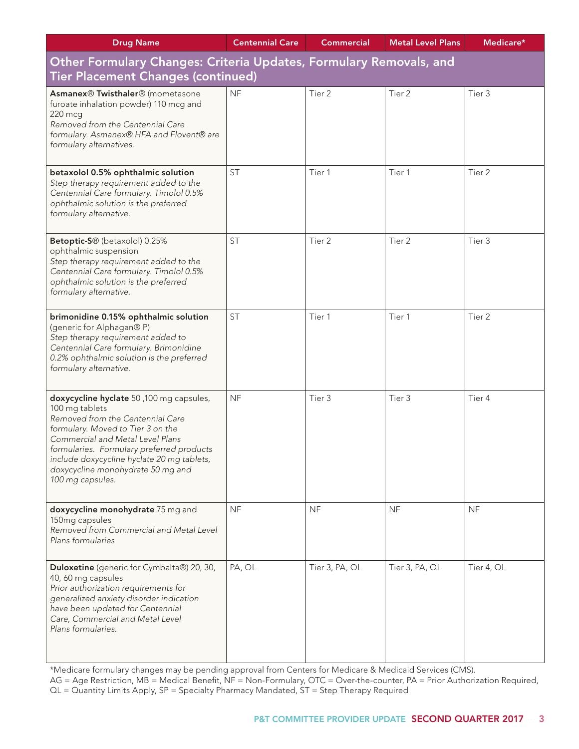| Drug Name | Centennial Care | Commercial | Metal Level Plans | Medicare* |
|---|---|---|---|---|
| **Other Formulary Changes: Criteria Updates, Formulary Removals, and Tier Placement Changes (continued)** | | | | |
| **Asmanex® Twisthaler®** (mometasone furoate inhalation powder) 110 mcg and 220 mcg<br>*Removed from the Centennial Care formulary. Asmanex® HFA and Flovent® are formulary alternatives.* | NF | Tier 2 | Tier 2 | Tier 3 |
| **betaxolol 0.5% ophthalmic solution**<br>*Step therapy requirement added to the Centennial Care formulary. Timolol 0.5% ophthalmic solution is the preferred formulary alternative.* | ST | Tier 1 | Tier 1 | Tier 2 |
| **Betoptic-S®** (betaxolol) 0.25% ophthalmic suspension<br>*Step therapy requirement added to the Centennial Care formulary. Timolol 0.5% ophthalmic solution is the preferred formulary alternative.* | ST | Tier 2 | Tier 2 | Tier 3 |
| **brimonidine 0.15% ophthalmic solution** (generic for Alphagan® P)<br>*Step therapy requirement added to Centennial Care formulary. Brimonidine 0.2% ophthalmic solution is the preferred formulary alternative.* | ST | Tier 1 | Tier 1 | Tier 2 |
| **doxycycline hyclate** 50 ,100 mg capsules, 100 mg tablets<br>*Removed from the Centennial Care formulary. Moved to Tier 3 on the Commercial and Metal Level Plans formularies. Formulary preferred products include doxycycline hyclate 20 mg tablets, doxycycline monohydrate 50 mg and 100 mg capsules.* | NF | Tier 3 | Tier 3 | Tier 4 |
| **doxycycline monohydrate** 75 mg and 150mg capsules<br>*Removed from Commercial and Metal Level Plans formularies* | NF | NF | NF | NF |
| **Duloxetine** (generic for Cymbalta®) 20, 30, 40, 60 mg capsules<br>*Prior authorization requirements for generalized anxiety disorder indication have been updated for Centennial Care, Commercial and Metal Level Plans formularies.* | PA, QL | Tier 3, PA, QL | Tier 3, PA, QL | Tier 4, QL |

*Medicare formulary changes may be pending approval from Centers for Medicare & Medicaid Services (CMS).

AG = Age Restriction, MB = Medical Benefit, NF = Non-Formulary, OTC = Over-the-counter, PA = Prior Authorization Required, QL = Quantity Limits Apply, SP = Specialty Pharmacy Mandated, ST = Step Therapy Required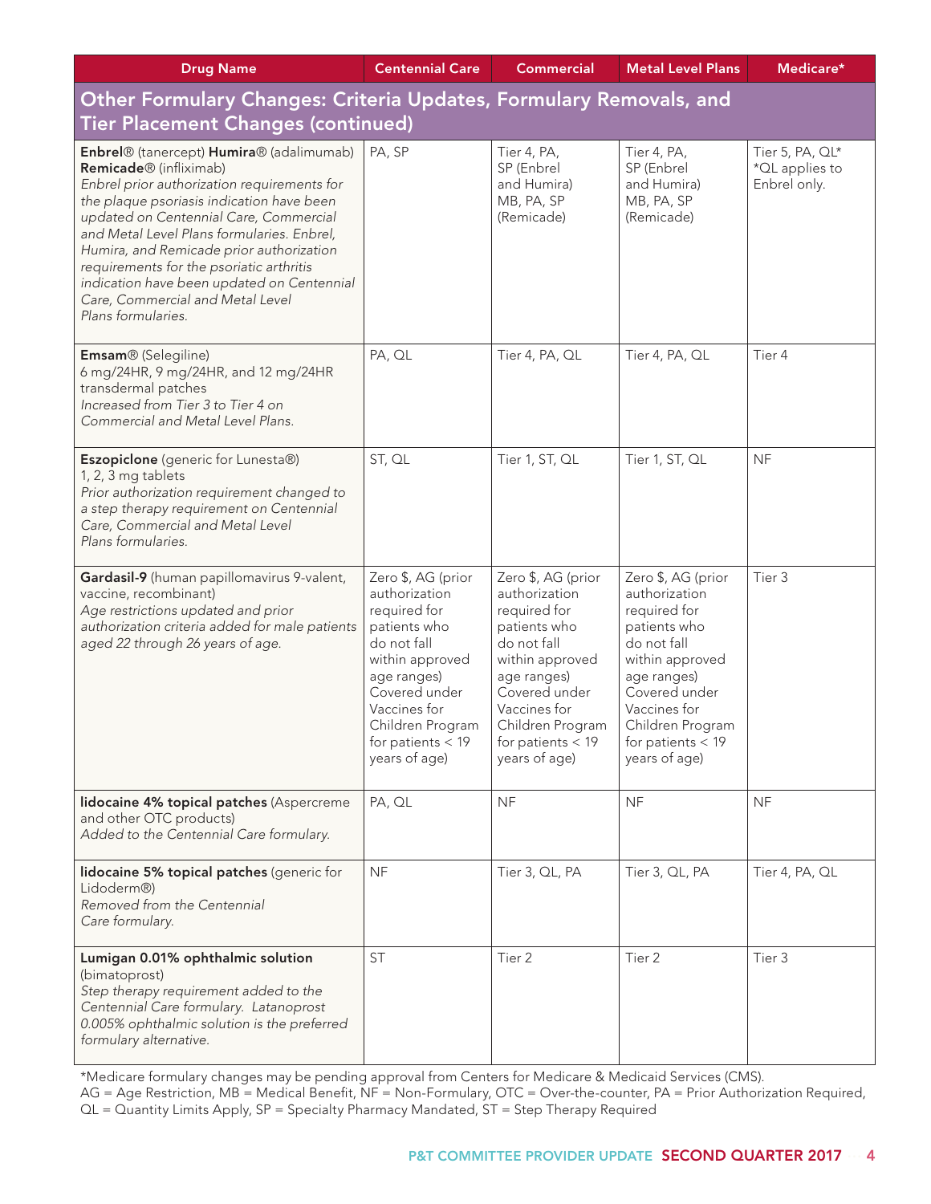| Drug Name | Centennial Care | Commercial | Metal Level Plans | Medicare* |
|---|---|---|---|---|
| **Other Formulary Changes: Criteria Updates, Formulary Removals, and Tier Placement Changes (continued)** | | | | |
| **Enbrel**® (tanercept) **Humira**® (adalimumab) **Remicade**® (infliximab) *Enbrel prior authorization requirements for the plaque psoriasis indication have been updated on Centennial Care, Commercial and Metal Level Plans formularies. Enbrel, Humira, and Remicade prior authorization requirements for the psoriatic arthritis indication have been updated on Centennial Care, Commercial and Metal Level Plans formularies.* | PA, SP | Tier 4, PA, SP (Enbrel and Humira) MB, PA, SP (Remicade) | Tier 4, PA, SP (Enbrel and Humira) MB, PA, SP (Remicade) | Tier 5, PA, QL* *QL applies to Enbrel only. |
| **Emsam**® (Selegiline) 6 mg/24HR, 9 mg/24HR, and 12 mg/24HR transdermal patches *Increased from Tier 3 to Tier 4 on Commercial and Metal Level Plans.* | PA, QL | Tier 4, PA, QL | Tier 4, PA, QL | Tier 4 |
| **Eszopiclone** (generic for Lunesta®) 1, 2, 3 mg tablets *Prior authorization requirement changed to a step therapy requirement on Centennial Care, Commercial and Metal Level Plans formularies.* | ST, QL | Tier 1, ST, QL | Tier 1, ST, QL | NF |
| **Gardasil-9** (human papillomavirus 9-valent, vaccine, recombinant) *Age restrictions updated and prior authorization criteria added for male patients aged 22 through 26 years of age.* | Zero $, AG (prior authorization required for patients who do not fall within approved age ranges) Covered under Vaccines for Children Program for patients < 19 years of age) | Zero $, AG (prior authorization required for patients who do not fall within approved age ranges) Covered under Vaccines for Children Program for patients < 19 years of age) | Zero $, AG (prior authorization required for patients who do not fall within approved age ranges) Covered under Vaccines for Children Program for patients < 19 years of age) | Tier 3 |
| **lidocaine 4% topical patches** (Aspercreme and other OTC products) *Added to the Centennial Care formulary.* | PA, QL | NF | NF | NF |
| **lidocaine 5% topical patches** (generic for Lidoderm®) *Removed from the Centennial Care formulary.* | NF | Tier 3, QL, PA | Tier 3, QL, PA | Tier 4, PA, QL |
| **Lumigan 0.01% ophthalmic solution** (bimatoprost) *Step therapy requirement added to the Centennial Care formulary. Latanoprost 0.005% ophthalmic solution is the preferred formulary alternative.* | ST | Tier 2 | Tier 2 | Tier 3 |

*Medicare formulary changes may be pending approval from Centers for Medicare & Medicaid Services (CMS).
AG = Age Restriction, MB = Medical Benefit, NF = Non-Formulary, OTC = Over-the-counter, PA = Prior Authorization Required, QL = Quantity Limits Apply, SP = Specialty Pharmacy Mandated, ST = Step Therapy Required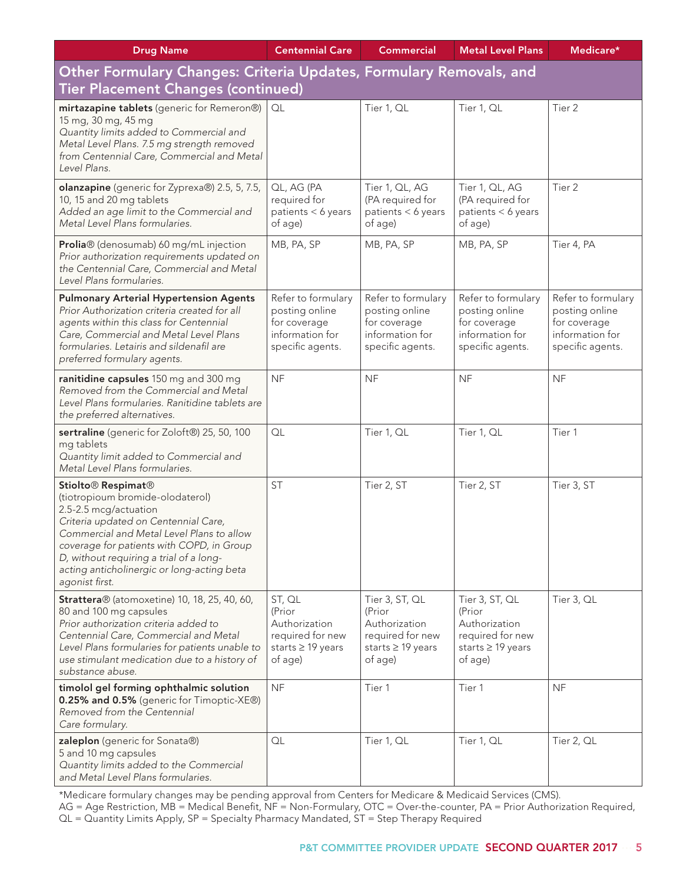| Drug Name | Centennial Care | Commercial | Metal Level Plans | Medicare* |
|---|---|---|---|---|
| **Other Formulary Changes: Criteria Updates, Formulary Removals, and Tier Placement Changes (continued)** | | | | |
| **mirtazapine tablets** (generic for Remeron®) 15 mg, 30 mg, 45 mg *Quantity limits added to Commercial and Metal Level Plans. 7.5 mg strength removed from Centennial Care, Commercial and Metal Level Plans.* | QL | Tier 1, QL | Tier 1, QL | Tier 2 |
| **olanzapine** (generic for Zyprexa®) 2.5, 5, 7.5, 10, 15 and 20 mg tablets *Added an age limit to the Commercial and Metal Level Plans formularies.* | QL, AG (PA required for patients < 6 years of age) | Tier 1, QL, AG (PA required for patients < 6 years of age) | Tier 1, QL, AG (PA required for patients < 6 years of age) | Tier 2 |
| **Prolia**® (denosumab) 60 mg/mL injection *Prior authorization requirements updated on the Centennial Care, Commercial and Metal Level Plans formularies.* | MB, PA, SP | MB, PA, SP | MB, PA, SP | Tier 4, PA |
| **Pulmonary Arterial Hypertension Agents** *Prior Authorization criteria created for all agents within this class for Centennial Care, Commercial and Metal Level Plans formularies. Letairis and sildenafil are preferred formulary agents.* | Refer to formulary posting online for coverage information for specific agents. | Refer to formulary posting online for coverage information for specific agents. | Refer to formulary posting online for coverage information for specific agents. | Refer to formulary posting online for coverage information for specific agents. |
| **ranitidine capsules** 150 mg and 300 mg *Removed from the Commercial and Metal Level Plans formularies. Ranitidine tablets are the preferred alternatives.* | NF | NF | NF | NF |
| **sertraline** (generic for Zoloft®) 25, 50, 100 mg tablets *Quantity limit added to Commercial and Metal Level Plans formularies.* | QL | Tier 1, QL | Tier 1, QL | Tier 1 |
| **Stiolto® Respimat®** (tiotropioum bromide-olodaterol) 2.5-2.5 mcg/actuation *Criteria updated on Centennial Care, Commercial and Metal Level Plans to allow coverage for patients with COPD, in Group D, without requiring a trial of a long-acting anticholinergic or long-acting beta agonist first.* | ST | Tier 2, ST | Tier 2, ST | Tier 3, ST |
| **Strattera**® (atomoxetine) 10, 18, 25, 40, 60, 80 and 100 mg capsules *Prior authorization criteria added to Centennial Care, Commercial and Metal Level Plans formularies for patients unable to use stimulant medication due to a history of substance abuse.* | ST, QL (Prior Authorization required for new starts ≥ 19 years of age) | Tier 3, ST, QL (Prior Authorization required for new starts ≥ 19 years of age) | Tier 3, ST, QL (Prior Authorization required for new starts ≥ 19 years of age) | Tier 3, QL |
| **timolol gel forming ophthalmic solution 0.25% and 0.5%** (generic for Timoptic-XE®) *Removed from the Centennial Care formulary.* | NF | Tier 1 | Tier 1 | NF |
| **zaleplon** (generic for Sonata®) 5 and 10 mg capsules *Quantity limits added to the Commercial and Metal Level Plans formularies.* | QL | Tier 1, QL | Tier 1, QL | Tier 2, QL |

*Medicare formulary changes may be pending approval from Centers for Medicare & Medicaid Services (CMS).
AG = Age Restriction, MB = Medical Benefit, NF = Non-Formulary, OTC = Over-the-counter, PA = Prior Authorization Required, QL = Quantity Limits Apply, SP = Specialty Pharmacy Mandated, ST = Step Therapy Required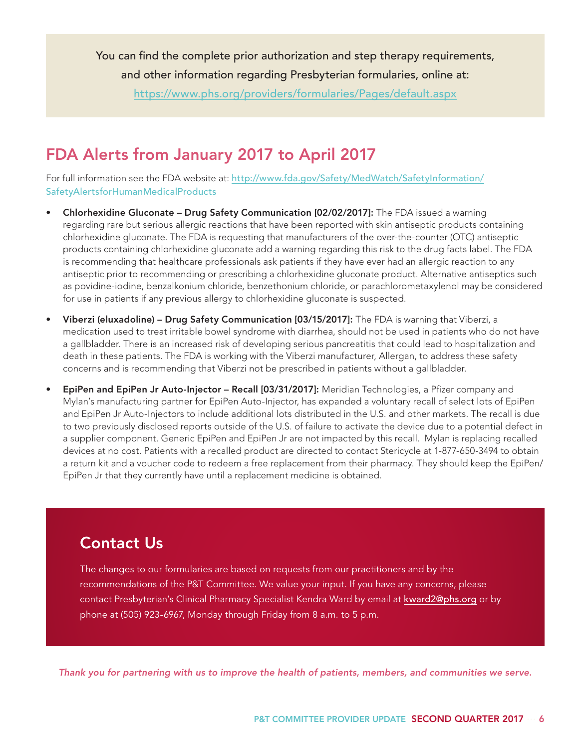You can find the complete prior authorization and step therapy requirements, and other information regarding Presbyterian formularies, online at: https://www.phs.org/providers/formularies/Pages/default.aspx

## FDA Alerts from January 2017 to April 2017

For full information see the FDA website at: http://www.fda.gov/Safety/MedWatch/SafetyInformation/SafetyAlertsforHumanMedicalProducts

- **Chlorhexidine Gluconate – Drug Safety Communication [02/02/2017]:** The FDA issued a warning regarding rare but serious allergic reactions that have been reported with skin antiseptic products containing chlorhexidine gluconate. The FDA is requesting that manufacturers of the over-the-counter (OTC) antiseptic products containing chlorhexidine gluconate add a warning regarding this risk to the drug facts label. The FDA is recommending that healthcare professionals ask patients if they have ever had an allergic reaction to any antiseptic prior to recommending or prescribing a chlorhexidine gluconate product. Alternative antiseptics such as povidine-iodine, benzalkonium chloride, benzethonium chloride, or parachlorometaxylenol may be considered for use in patients if any previous allergy to chlorhexidine gluconate is suspected.
- **Viberzi (eluxadoline) – Drug Safety Communication [03/15/2017]:** The FDA is warning that Viberzi, a medication used to treat irritable bowel syndrome with diarrhea, should not be used in patients who do not have a gallbladder. There is an increased risk of developing serious pancreatitis that could lead to hospitalization and death in these patients. The FDA is working with the Viberzi manufacturer, Allergan, to address these safety concerns and is recommending that Viberzi not be prescribed in patients without a gallbladder.
- **EpiPen and EpiPen Jr Auto-Injector – Recall [03/31/2017]:** Meridian Technologies, a Pfizer company and Mylan's manufacturing partner for EpiPen Auto-Injector, has expanded a voluntary recall of select lots of EpiPen and EpiPen Jr Auto-Injectors to include additional lots distributed in the U.S. and other markets. The recall is due to two previously disclosed reports outside of the U.S. of failure to activate the device due to a potential defect in a supplier component. Generic EpiPen and EpiPen Jr are not impacted by this recall. Mylan is replacing recalled devices at no cost. Patients with a recalled product are directed to contact Stericycle at 1-877-650-3494 to obtain a return kit and a voucher code to redeem a free replacement from their pharmacy. They should keep the EpiPen/EpiPen Jr that they currently have until a replacement medicine is obtained.

## Contact Us

The changes to our formularies are based on requests from our practitioners and by the recommendations of the P&T Committee. We value your input. If you have any concerns, please contact Presbyterian's Clinical Pharmacy Specialist Kendra Ward by email at kward2@phs.org or by phone at (505) 923-6967, Monday through Friday from 8 a.m. to 5 p.m.

*Thank you for partnering with us to improve the health of patients, members, and communities we serve.*